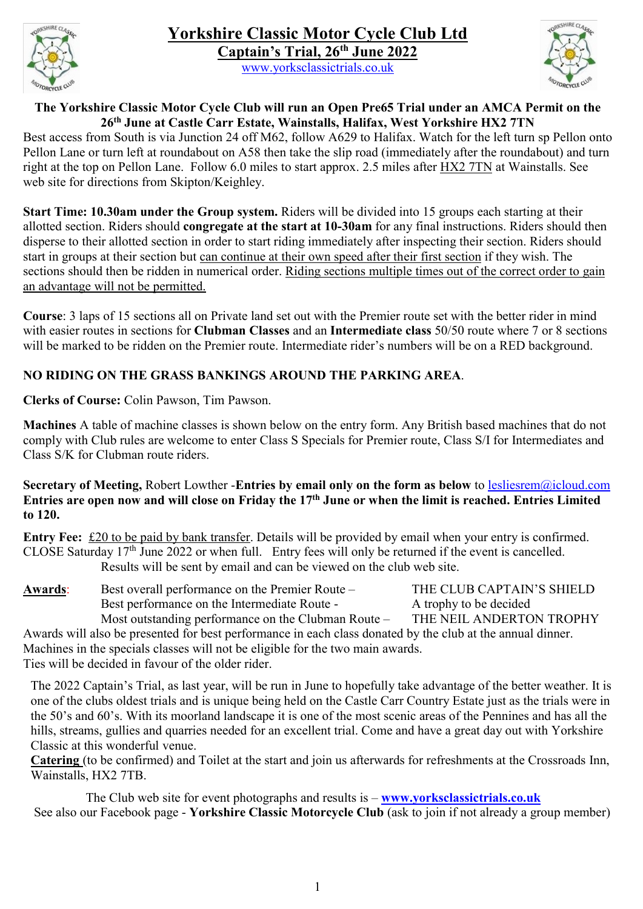# Yorkshire Classic Motor Cycle Club Ltd

## Captain's Trial, 26th June 2022

www.yorksclassictrials.co.uk

**The Yorkshire Classic Motor Cycle Club will run an Open Pre65 Trial under an AMCA Permit on the 26th June at Castle Carr Estate, Wainstalls, Halifax, West Yorkshire HX2 7TN**

Best access from South is via Junction 24 off M62, follow A629 to Halifax. Watch for the left turn sp Pellon onto Pellon Lane or turn left at roundabout on A58 then take the slip road (immediately after the roundabout) and turn right at the top on Pellon Lane. Follow 6.0 miles to start approx. 2.5 miles after HX2 7TN at Wainstalls. See web site for directions from Skipton/Keighley.

**Start Time: 10.30am under the Group system.** Riders will be divided into 15 groups each starting at their allotted section. Riders should **congregate at the start at 10-30am** for any final instructions. Riders should then disperse to their allotted section in order to start riding immediately after inspecting their section. Riders should start in groups at their section but can continue at their own speed after their first section if they wish. The sections should then be ridden in numerical order. Riding sections multiple times out of the correct order to gain an advantage will not be permitted.

**Course**: 3 laps of 15 sections all on Private land set out with the Premier route set with the better rider in mind with easier routes in sections for **Clubman Classes** and an **Intermediate class** 50/50 route where 7 or 8 sections will be marked to be ridden on the Premier route. Intermediate rider's numbers will be on a RED background.

**NO RIDING ON THE GRASS BANKINGS AROUND THE PARKING AREA**.

**Clerks of Course:** Colin Pawson, Tim Pawson.

**Machines** A table of machine classes is shown below on the entry form. Any British based machines that do not comply with Club rules are welcome to enter Class S Specials for Premier route, Class S/I for Intermediates and Class S/K for Clubman route riders.

**Secretary of Meeting,** Robert Lowther -**Entries by email only on the form as below** to lesliesrem@icloud.com
**Entries are open now and will close on Friday the 17th June or when the limit is reached. Entries Limited to 120.**

**Entry Fee:** £20 to be paid by bank transfer. Details will be provided by email when your entry is confirmed. CLOSE Saturday 17th June 2022 or when full. Entry fees will only be returned if the event is cancelled.
Results will be sent by email and can be viewed on the club web site.

**Awards**:

| | |
|---|---|
| Best overall performance on the Premier Route – | THE CLUB CAPTAIN'S SHIELD |
| Best performance on the Intermediate Route - | A trophy to be decided |
| Most outstanding performance on the Clubman Route – | THE NEIL ANDERTON TROPHY |

Awards will also be presented for best performance in each class donated by the club at the annual dinner.
Machines in the specials classes will not be eligible for the two main awards.
Ties will be decided in favour of the older rider.

The 2022 Captain's Trial, as last year, will be run in June to hopefully take advantage of the better weather. It is one of the clubs oldest trials and is unique being held on the Castle Carr Country Estate just as the trials were in the 50's and 60's. With its moorland landscape it is one of the most scenic areas of the Pennines and has all the hills, streams, gullies and quarries needed for an excellent trial. Come and have a great day out with Yorkshire Classic at this wonderful venue.
**Catering** (to be confirmed) and Toilet at the start and join us afterwards for refreshments at the Crossroads Inn, Wainstalls, HX2 7TB.

The Club web site for event photographs and results is – **www.yorksclassictrials.co.uk**
See also our Facebook page - **Yorkshire Classic Motorcycle Club** (ask to join if not already a group member)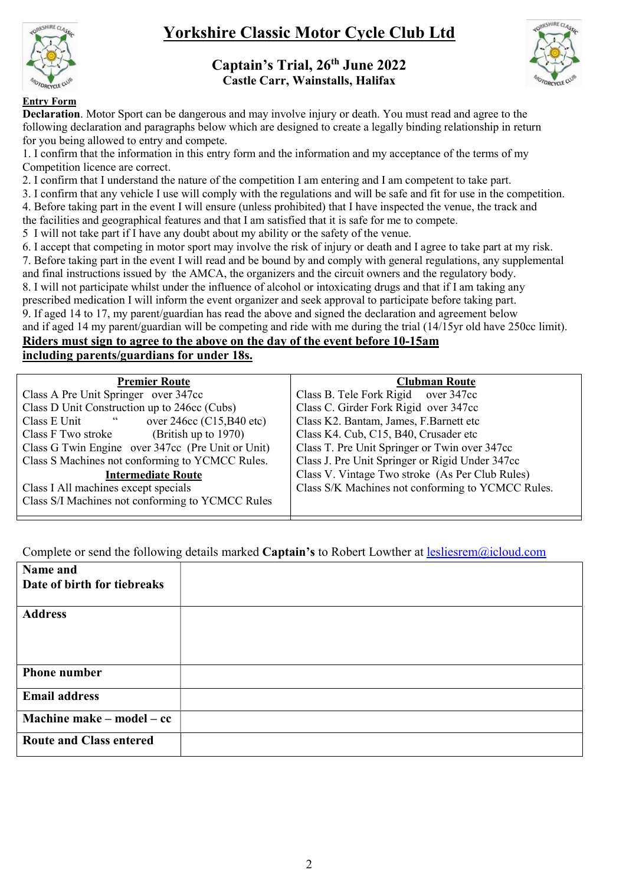# Yorkshire Classic Motor Cycle Club Ltd

## Captain's Trial, 26th June 2022

### Castle Carr, Wainstalls, Halifax

**Entry Form**

**Declaration**. Motor Sport can be dangerous and may involve injury or death. You must read and agree to the following declaration and paragraphs below which are designed to create a legally binding relationship in return for you being allowed to entry and compete.

1. I confirm that the information in this entry form and the information and my acceptance of the terms of my Competition licence are correct.
2. I confirm that I understand the nature of the competition I am entering and I am competent to take part.
3. I confirm that any vehicle I use will comply with the regulations and will be safe and fit for use in the competition.
4. Before taking part in the event I will ensure (unless prohibited) that I have inspected the venue, the track and the facilities and geographical features and that I am satisfied that it is safe for me to compete.
5. I will not take part if I have any doubt about my ability or the safety of the venue.
6. I accept that competing in motor sport may involve the risk of injury or death and I agree to take part at my risk.
7. Before taking part in the event I will read and be bound by and comply with general regulations, any supplemental and final instructions issued by the AMCA, the organizers and the circuit owners and the regulatory body.
8. I will not participate whilst under the influence of alcohol or intoxicating drugs and that if I am taking any prescribed medication I will inform the event organizer and seek approval to participate before taking part.
9. If aged 14 to 17, my parent/guardian has read the above and signed the declaration and agreement below and if aged 14 my parent/guardian will be competing and ride with me during the trial (14/15yr old have 250cc limit).

**Riders must sign to agree to the above on the day of the event before 10-15am including parents/guardians for under 18s.**

| **Premier Route** | **Clubman Route** |
|---|---|
| Class A Pre Unit Springer over 347cc | Class B. Tele Fork Rigid over 347cc |
| Class D Unit Construction up to 246cc (Cubs) | Class C. Girder Fork Rigid over 347cc |
| Class E Unit " over 246cc (C15,B40 etc) | Class K2. Bantam, James, F.Barnett etc |
| Class F Two stroke (British up to 1970) | Class K4. Cub, C15, B40, Crusader etc |
| Class G Twin Engine over 347cc (Pre Unit or Unit) | Class T. Pre Unit Springer or Twin over 347cc |
| Class S Machines not conforming to YCMCC Rules. | Class J. Pre Unit Springer or Rigid Under 347cc |
| **Intermediate Route** | Class V. Vintage Two stroke (As Per Club Rules) |
| Class I All machines except specials | Class S/K Machines not conforming to YCMCC Rules. |
| Class S/I Machines not conforming to YCMCC Rules | |

Complete or send the following details marked **Captain's** to Robert Lowther at lesliesrem@icloud.com

| | |
|---|---|
| **Name and Date of birth for tiebreaks** | |
| **Address** | |
| **Phone number** | |
| **Email address** | |
| **Machine make – model – cc** | |
| **Route and Class entered** | |